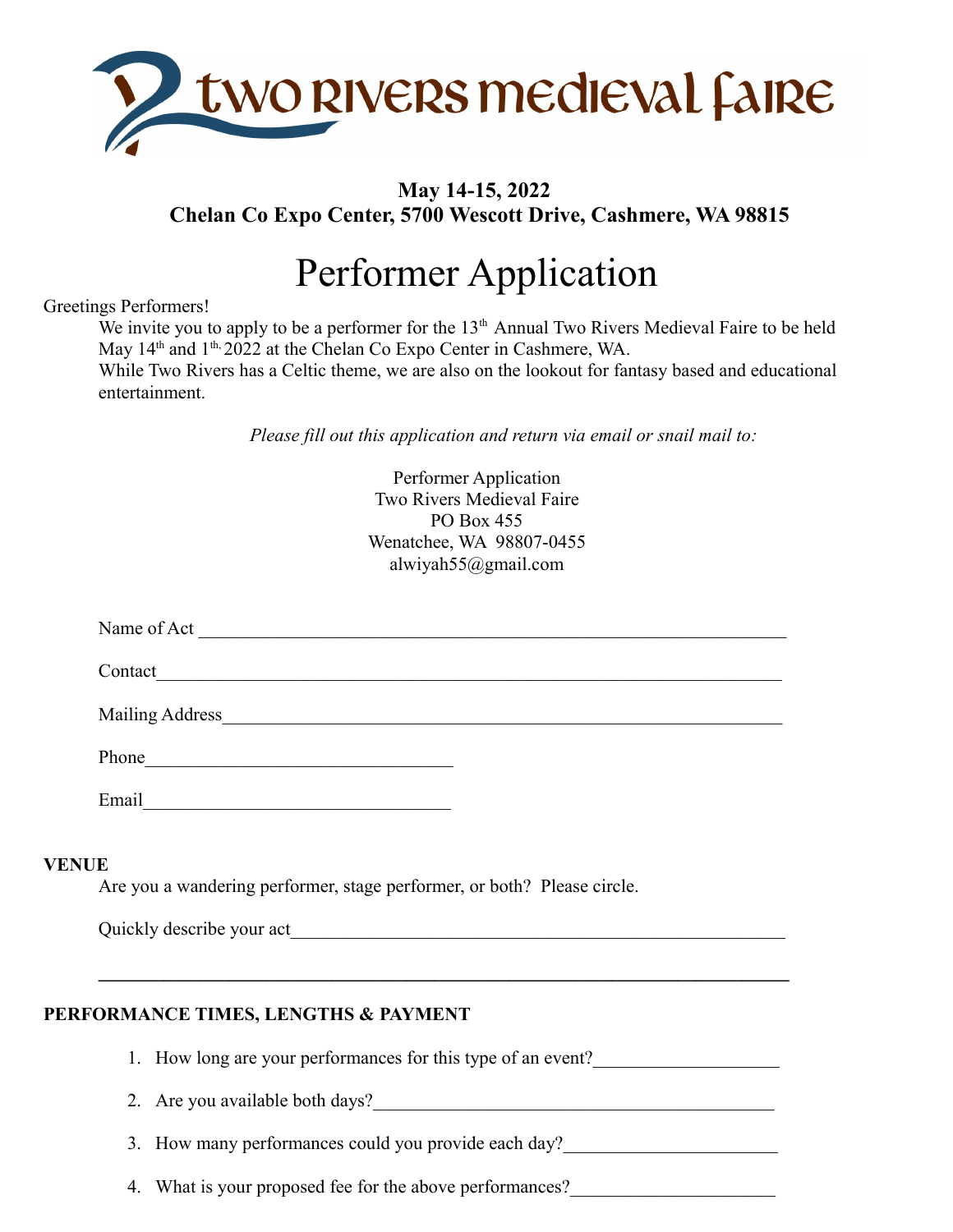# Two Rivers Medieval Faire

**May 14-15, 2022**
**Chelan Co Expo Center, 5700 Wescott Drive, Cashmere, WA 98815**

# Performer Application

Greetings Performers!

We invite you to apply to be a performer for the 13th Annual Two Rivers Medieval Faire to be held May 14th and 1th, 2022 at the Chelan Co Expo Center in Cashmere, WA.

While Two Rivers has a Celtic theme, we are also on the lookout for fantasy based and educational entertainment.

*Please fill out this application and return via email or snail mail to:*

Performer Application
Two Rivers Medieval Faire
PO Box 455
Wenatchee, WA 98807-0455
alwiyah55@gmail.com

Name of Act ________________________________________________________________

Contact ___________________________________________________________________

Mailing Address _____________________________________________________________

Phone ________________________________

Email ________________________________

**VENUE**

Are you a wandering performer, stage performer, or both? Please circle.

Quickly describe your act ____________________________________________________

_________________________________________________________________________

**PERFORMANCE TIMES, LENGTHS & PAYMENT**

1. How long are your performances for this type of an event? ___________________
2. Are you available both days? __________________________________________
3. How many performances could you provide each day? _______________________
4. What is your proposed fee for the above performances? _____________________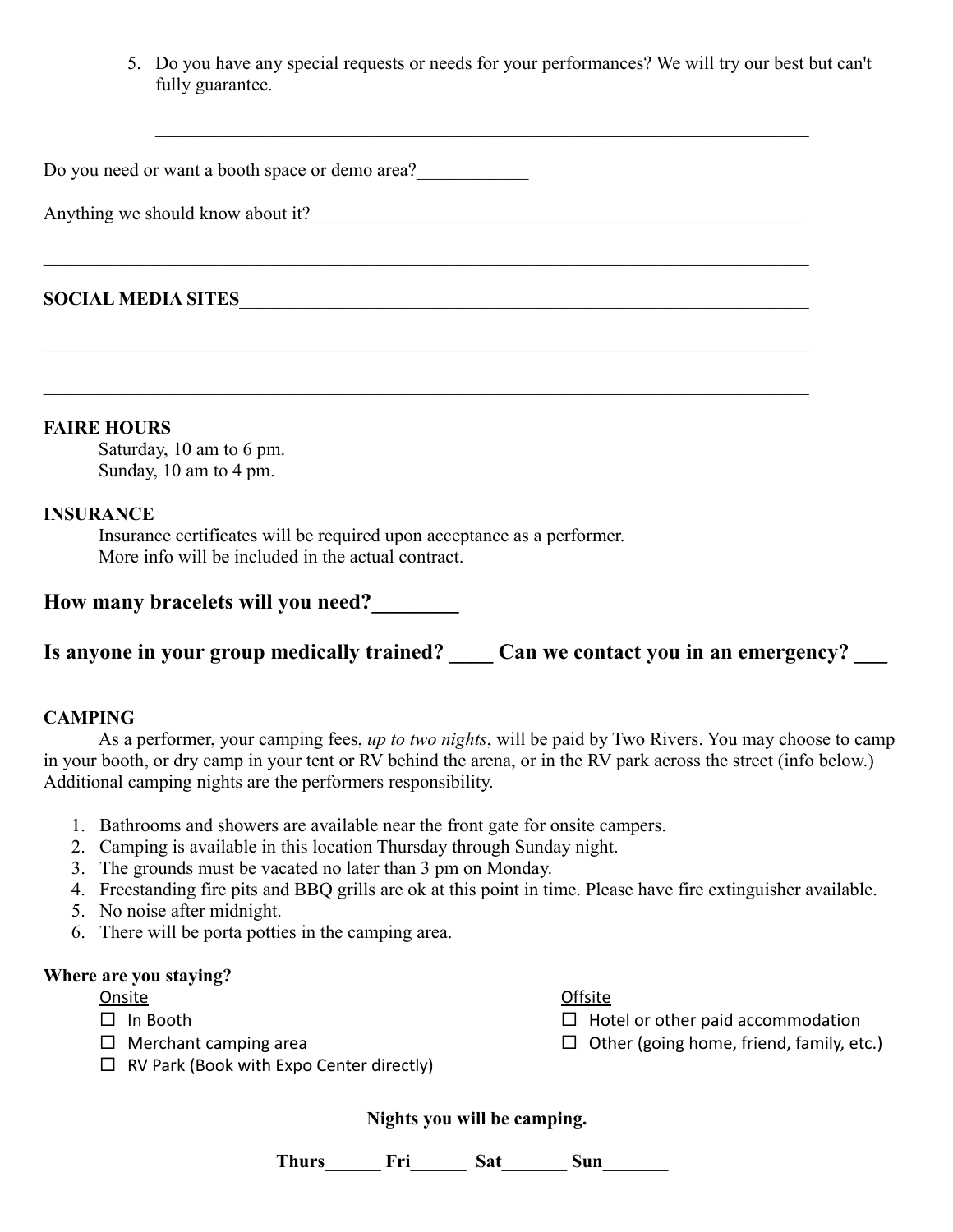5. Do you have any special requests or needs for your performances? We will try our best but can't fully guarantee.

 ________________________________________________________________________

Do you need or want a booth space or demo area?____________

Anything we should know about it?______________________________________________________

___________________________________________________________________________________

**SOCIAL MEDIA SITES**______________________________________________________________

___________________________________________________________________________________

___________________________________________________________________________________

**FAIRE HOURS**

Saturday, 10 am to 6 pm.
Sunday, 10 am to 4 pm.

**INSURANCE**

Insurance certificates will be required upon acceptance as a performer.
More info will be included in the actual contract.

## How many bracelets will you need?________

## Is anyone in your group medically trained? ____ Can we contact you in an emergency? ___

**CAMPING**

As a performer, your camping fees, *up to two nights*, will be paid by Two Rivers. You may choose to camp in your booth, or dry camp in your tent or RV behind the arena, or in the RV park across the street (info below.) Additional camping nights are the performers responsibility.

1. Bathrooms and showers are available near the front gate for onsite campers.
2. Camping is available in this location Thursday through Sunday night.
3. The grounds must be vacated no later than 3 pm on Monday.
4. Freestanding fire pits and BBQ grills are ok at this point in time. Please have fire extinguisher available.
5. No noise after midnight.
6. There will be porta potties in the camping area.

**Where are you staying?**

Onsite

- ☐ In Booth
- ☐ Merchant camping area
- ☐ RV Park (Book with Expo Center directly)

Offsite

- ☐ Hotel or other paid accommodation
- ☐ Other (going home, friend, family, etc.)

**Nights you will be camping.**

**Thurs______ Fri______ Sat_______ Sun_______**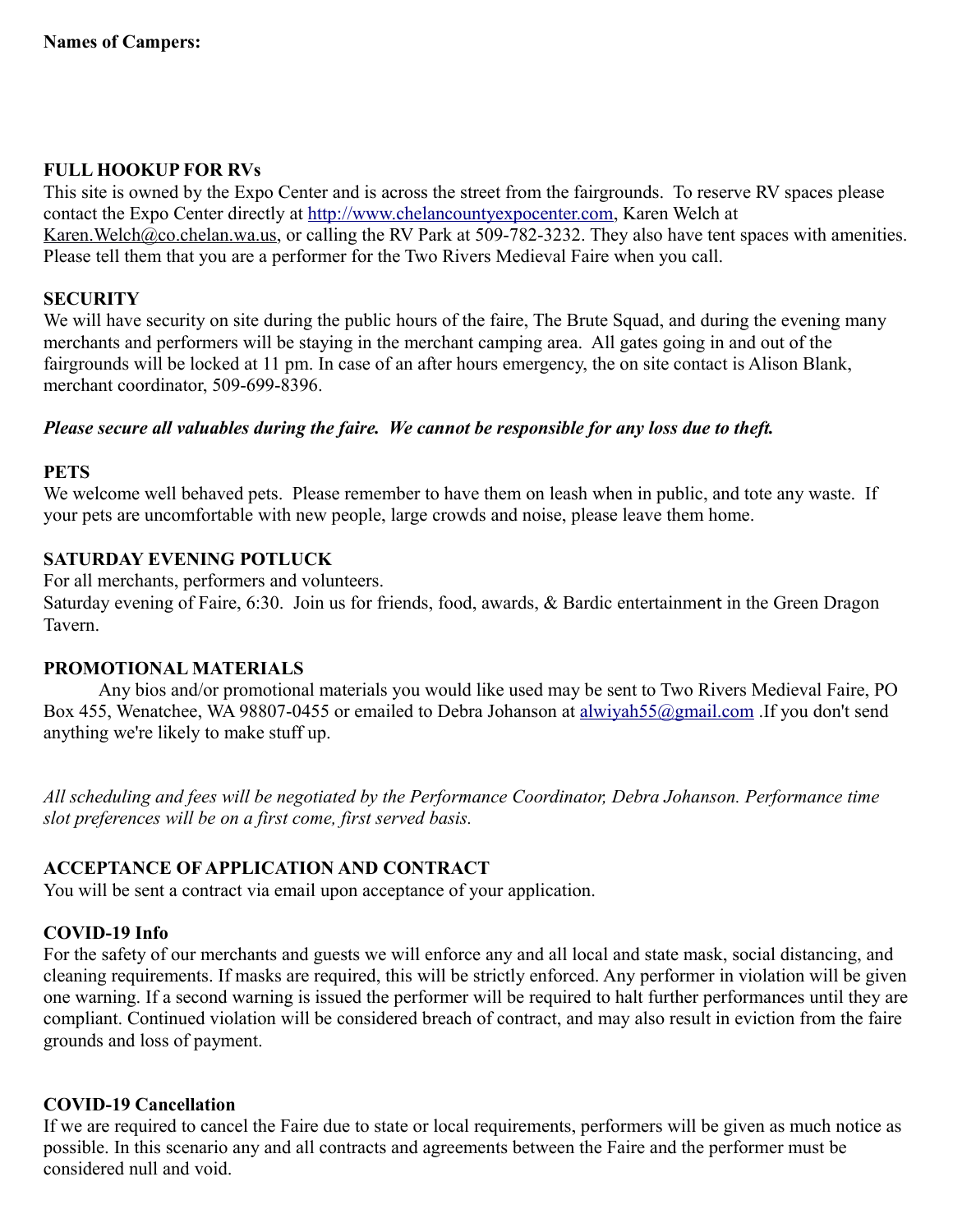**Names of Campers:**

**FULL HOOKUP FOR RVs**

This site is owned by the Expo Center and is across the street from the fairgrounds. To reserve RV spaces please contact the Expo Center directly at http://www.chelancountyexpocenter.com, Karen Welch at Karen.Welch@co.chelan.wa.us, or calling the RV Park at 509-782-3232. They also have tent spaces with amenities. Please tell them that you are a performer for the Two Rivers Medieval Faire when you call.

**SECURITY**

We will have security on site during the public hours of the faire, The Brute Squad, and during the evening many merchants and performers will be staying in the merchant camping area. All gates going in and out of the fairgrounds will be locked at 11 pm. In case of an after hours emergency, the on site contact is Alison Blank, merchant coordinator, 509-699-8396.

***Please secure all valuables during the faire. We cannot be responsible for any loss due to theft.***

**PETS**

We welcome well behaved pets. Please remember to have them on leash when in public, and tote any waste. If your pets are uncomfortable with new people, large crowds and noise, please leave them home.

**SATURDAY EVENING POTLUCK**

For all merchants, performers and volunteers.
Saturday evening of Faire, 6:30. Join us for friends, food, awards, & Bardic entertainment in the Green Dragon Tavern.

**PROMOTIONAL MATERIALS**

Any bios and/or promotional materials you would like used may be sent to Two Rivers Medieval Faire, PO Box 455, Wenatchee, WA 98807-0455 or emailed to Debra Johanson at alwiyah55@gmail.com .If you don't send anything we're likely to make stuff up.

*All scheduling and fees will be negotiated by the Performance Coordinator, Debra Johanson. Performance time slot preferences will be on a first come, first served basis.*

**ACCEPTANCE OF APPLICATION AND CONTRACT**

You will be sent a contract via email upon acceptance of your application.

**COVID-19 Info**

For the safety of our merchants and guests we will enforce any and all local and state mask, social distancing, and cleaning requirements. If masks are required, this will be strictly enforced. Any performer in violation will be given one warning. If a second warning is issued the performer will be required to halt further performances until they are compliant. Continued violation will be considered breach of contract, and may also result in eviction from the faire grounds and loss of payment.

**COVID-19 Cancellation**

If we are required to cancel the Faire due to state or local requirements, performers will be given as much notice as possible. In this scenario any and all contracts and agreements between the Faire and the performer must be considered null and void.